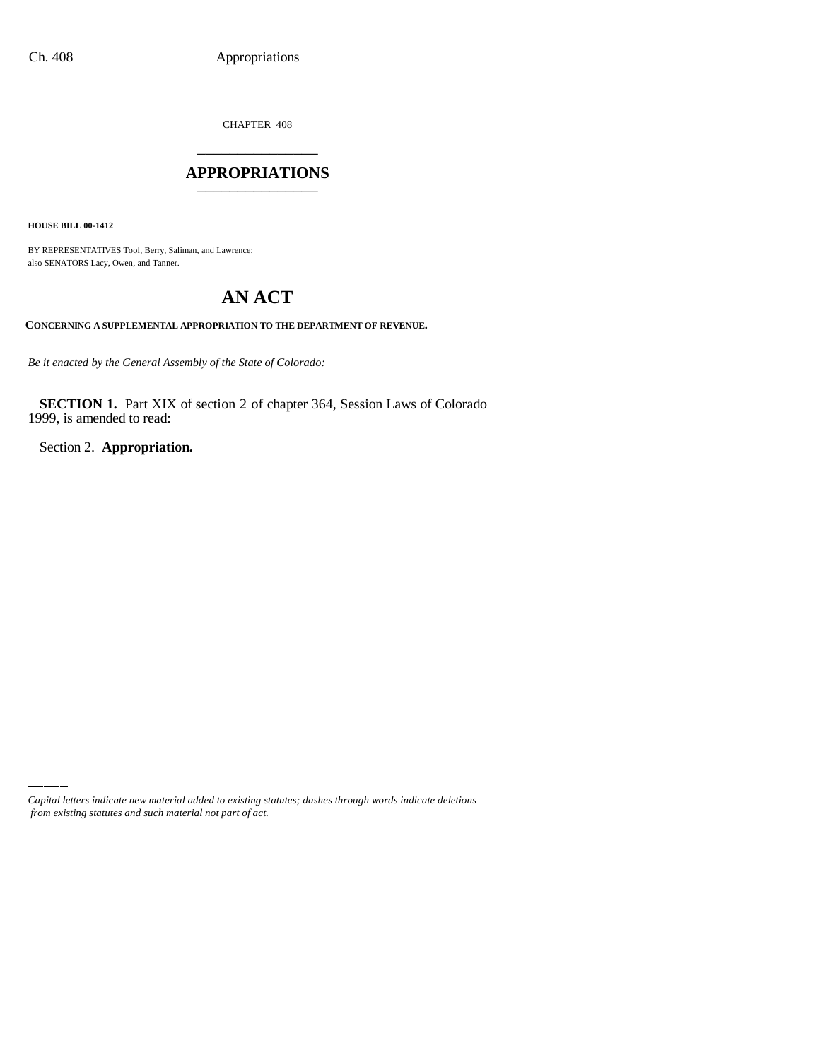CHAPTER 408

# APPROPRIATIONS

**HOUSE BILL 00-1412**

BY REPRESENTATIVES Tool, Berry, Saliman, and Lawrence;
also SENATORS Lacy, Owen, and Tanner.

# AN ACT

**CONCERNING A SUPPLEMENTAL APPROPRIATION TO THE DEPARTMENT OF REVENUE.**

*Be it enacted by the General Assembly of the State of Colorado:*

**SECTION 1.** Part XIX of section 2 of chapter 364, Session Laws of Colorado 1999, is amended to read:

Section 2. **Appropriation.**

*Capital letters indicate new material added to existing statutes; dashes through words indicate deletions from existing statutes and such material not part of act.*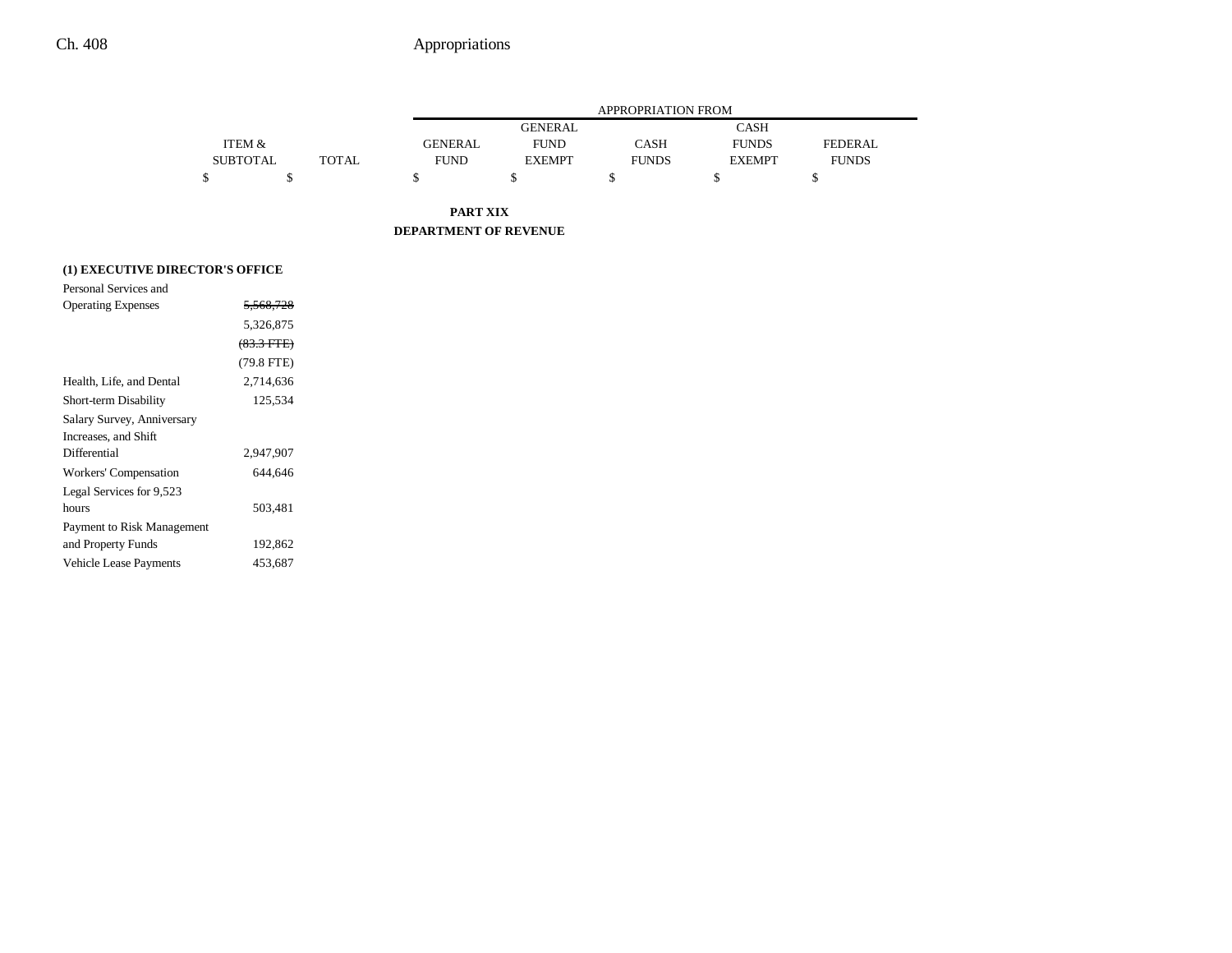| | ITEM & SUBTOTAL | TOTAL | APPROPRIATION FROM | | | | |
|---|---|---|---|---|---|---|---|
| | | | GENERAL FUND | GENERAL FUND EXEMPT | CASH FUNDS | CASH FUNDS EXEMPT | FEDERAL FUNDS |
| | $ | $ | $ | $ | $ | $ | $ |

**PART XIX**

**DEPARTMENT OF REVENUE**

**(1) EXECUTIVE DIRECTOR'S OFFICE**

| | ITEM & SUBTOTAL | TOTAL | GENERAL FUND | GENERAL FUND EXEMPT | CASH FUNDS | CASH FUNDS EXEMPT | FEDERAL FUNDS |
|---|---|---|---|---|---|---|---|
| Personal Services and Operating Expenses | ~~5,568,728~~ | | | | | | |
| | 5,326,875 | | | | | | |
| | ~~(83.3 FTE)~~ | | | | | | |
| | (79.8 FTE) | | | | | | |
| Health, Life, and Dental | 2,714,636 | | | | | | |
| Short-term Disability | 125,534 | | | | | | |
| Salary Survey, Anniversary Increases, and Shift Differential | 2,947,907 | | | | | | |
| Workers' Compensation | 644,646 | | | | | | |
| Legal Services for 9,523 hours | 503,481 | | | | | | |
| Payment to Risk Management and Property Funds | 192,862 | | | | | | |
| Vehicle Lease Payments | 453,687 | | | | | | |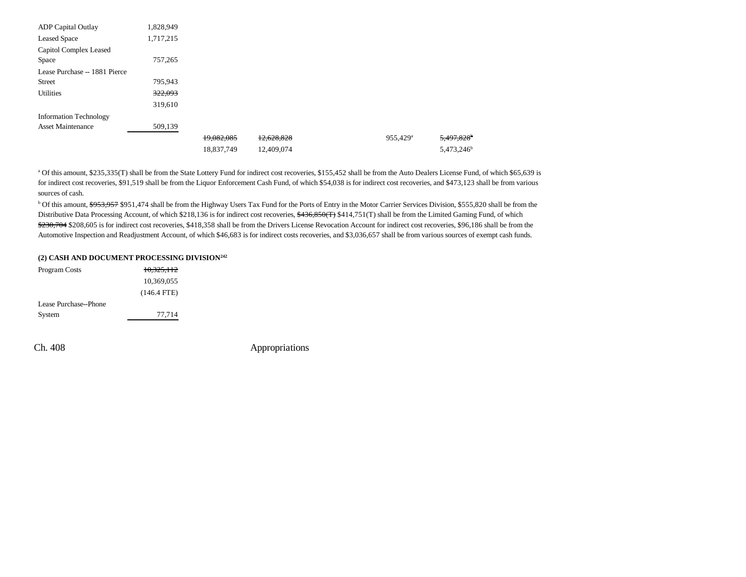| | | | | | | |
|---|---|---|---|---|---|---|
| ADP Capital Outlay | 1,828,949 | | | | | |
| Leased Space | 1,717,215 | | | | | |
| Capitol Complex Leased Space | 757,265 | | | | | |
| Lease Purchase -- 1881 Pierce Street | 795,943 | | | | | |
| Utilities | ~~322,093~~ 319,610 | | | | | |
| Information Technology Asset Maintenance | 509,139 | | | | | |
| | | ~~19,082,085~~ 18,837,749 | ~~12,628,828~~ 12,409,074 | | 955,429[a] | ~~5,497,828[b]~~ 5,473,246[b] |

[a] Of this amount, $235,335(T) shall be from the State Lottery Fund for indirect cost recoveries, $155,452 shall be from the Auto Dealers License Fund, of which $65,639 is for indirect cost recoveries, $91,519 shall be from the Liquor Enforcement Cash Fund, of which $54,038 is for indirect cost recoveries, and $473,123 shall be from various sources of cash.

[b] Of this amount, ~~$953,957~~ $951,474 shall be from the Highway Users Tax Fund for the Ports of Entry in the Motor Carrier Services Division, $555,820 shall be from the Distributive Data Processing Account, of which $218,136 is for indirect cost recoveries, ~~$436,850(T)~~ $414,751(T) shall be from the Limited Gaming Fund, of which ~~$230,704~~ $208,605 is for indirect cost recoveries, $418,358 shall be from the Drivers License Revocation Account for indirect cost recoveries, $96,186 shall be from the Automotive Inspection and Readjustment Account, of which $46,683 is for indirect costs recoveries, and $3,036,657 shall be from various sources of exempt cash funds.

**(2) CASH AND DOCUMENT PROCESSING DIVISION[242]**

| | |
|---|---|
| Program Costs | ~~10,325,112~~ 10,369,055 (146.4 FTE) |
| Lease Purchase--Phone System | 77,714 |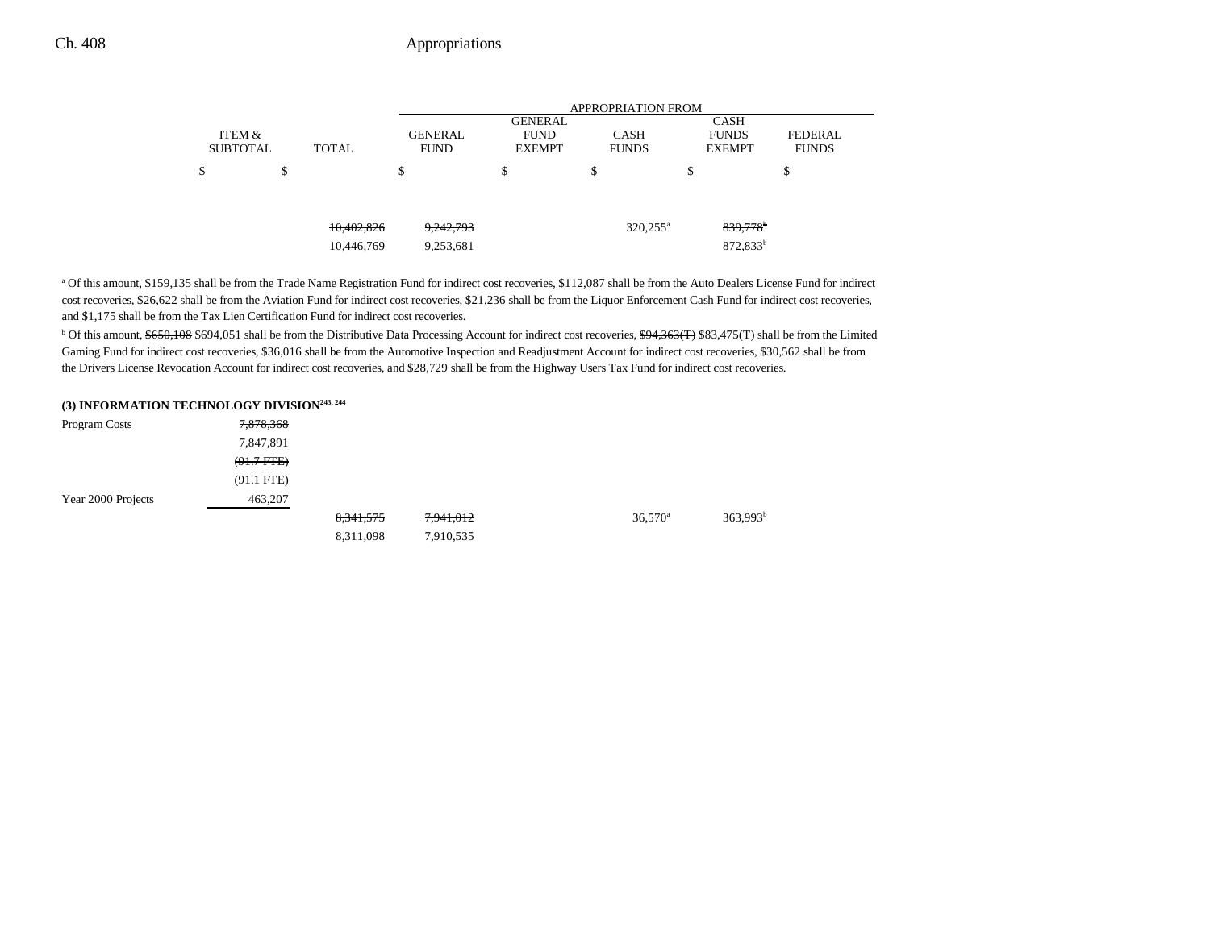| ITEM & SUBTOTAL | TOTAL | APPROPRIATION FROM GENERAL FUND | GENERAL FUND EXEMPT | CASH FUNDS | CASH FUNDS EXEMPT | FEDERAL FUNDS |
|---|---|---|---|---|---|---|
| $ | $ | $ | $ | $ | $ | $ |
| | ~~10,402,826~~ | ~~9,242,793~~ | | 320,255[a] | ~~839,778[b]~~ | |
| | 10,446,769 | 9,253,681 | | | 872,833[b] | |

[a] Of this amount, $159,135 shall be from the Trade Name Registration Fund for indirect cost recoveries, $112,087 shall be from the Auto Dealers License Fund for indirect cost recoveries, $26,622 shall be from the Aviation Fund for indirect cost recoveries, $21,236 shall be from the Liquor Enforcement Cash Fund for indirect cost recoveries, and $1,175 shall be from the Tax Lien Certification Fund for indirect cost recoveries.

[b] Of this amount, ~~$650,108~~ $694,051 shall be from the Distributive Data Processing Account for indirect cost recoveries, ~~$94,363(T)~~ $83,475(T) shall be from the Limited Gaming Fund for indirect cost recoveries, $36,016 shall be from the Automotive Inspection and Readjustment Account for indirect cost recoveries, $30,562 shall be from the Drivers License Revocation Account for indirect cost recoveries, and $28,729 shall be from the Highway Users Tax Fund for indirect cost recoveries.

**(3) INFORMATION TECHNOLOGY DIVISION[243, 244]**

| | ITEM & SUBTOTAL | TOTAL | GENERAL FUND | GENERAL FUND EXEMPT | CASH FUNDS | CASH FUNDS EXEMPT | FEDERAL FUNDS |
|---|---|---|---|---|---|---|---|
| Program Costs | ~~7,878,368~~ | | | | | | |
| | 7,847,891 | | | | | | |
| | ~~(91.7 FTE)~~ | | | | | | |
| | (91.1 FTE) | | | | | | |
| Year 2000 Projects | 463,207 | | | | | | |
| | | ~~8,341,575~~ | ~~7,941,012~~ | | 36,570[a] | 363,993[b] | |
| | | 8,311,098 | 7,910,535 | | | | |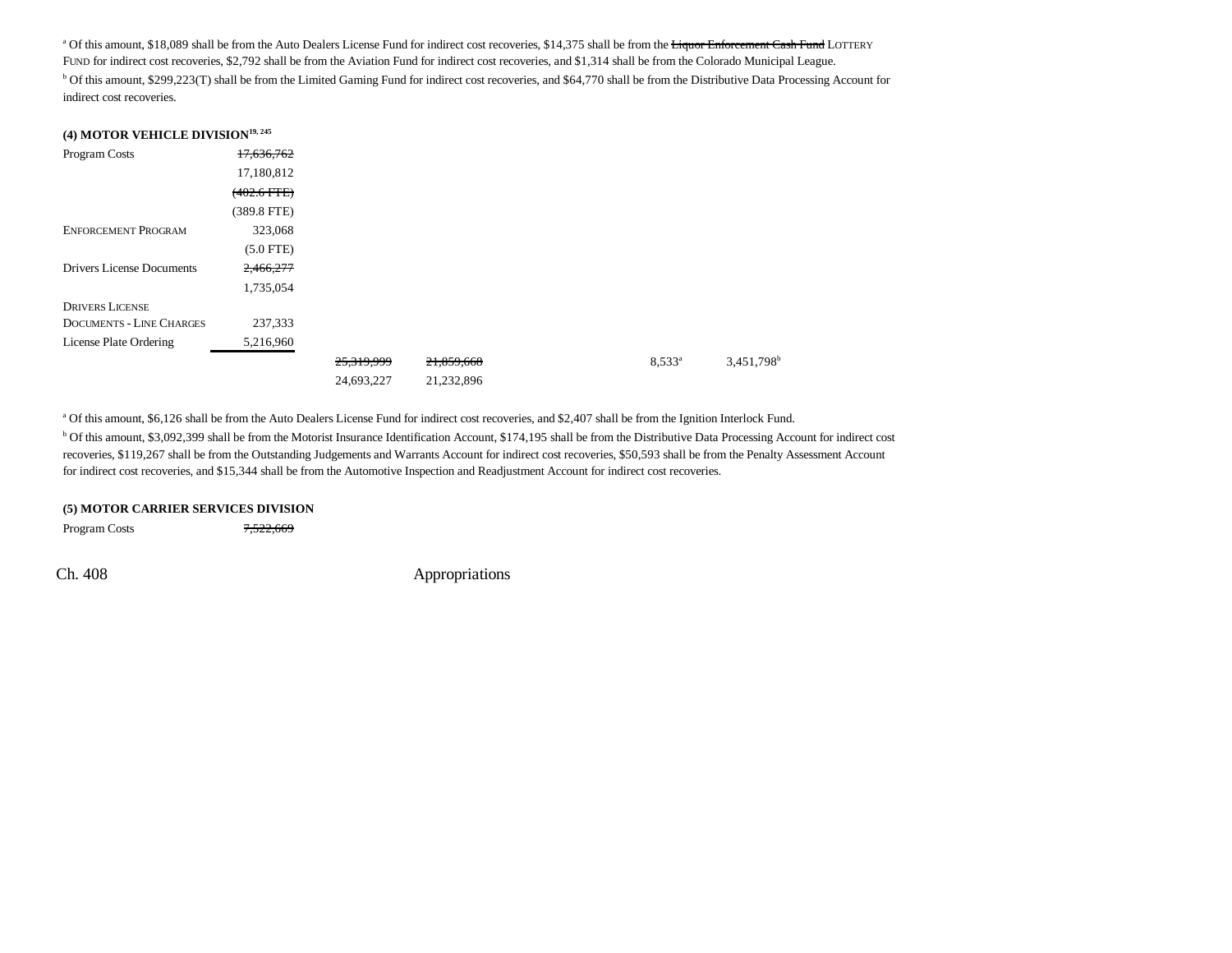[a] Of this amount, $18,089 shall be from the Auto Dealers License Fund for indirect cost recoveries, $14,375 shall be from the ~~Liquor Enforcement Cash Fund~~ LOTTERY FUND for indirect cost recoveries, $2,792 shall be from the Aviation Fund for indirect cost recoveries, and $1,314 shall be from the Colorado Municipal League.

[b] Of this amount, $299,223(T) shall be from the Limited Gaming Fund for indirect cost recoveries, and $64,770 shall be from the Distributive Data Processing Account for indirect cost recoveries.

**(4) MOTOR VEHICLE DIVISION**[19, 245]

| | | | | | | |
|---|---|---|---|---|---|---|
| Program Costs | ~~17,636,762~~ | | | | | |
| | 17,180,812 | | | | | |
| | ~~(402.6 FTE)~~ | | | | | |
| | (389.8 FTE) | | | | | |
| ENFORCEMENT PROGRAM | 323,068 | | | | | |
| | (5.0 FTE) | | | | | |
| Drivers License Documents | ~~2,466,277~~ | | | | | |
| | 1,735,054 | | | | | |
| DRIVERS LICENSE DOCUMENTS - LINE CHARGES | 237,333 | | | | | |
| License Plate Ordering | 5,216,960 | | | | | |
| | | ~~25,319,999~~ | ~~21,859,668~~ | | 8,533[a] | 3,451,798[b] |
| | | 24,693,227 | 21,232,896 | | | |

[a] Of this amount, $6,126 shall be from the Auto Dealers License Fund for indirect cost recoveries, and $2,407 shall be from the Ignition Interlock Fund.

[b] Of this amount, $3,092,399 shall be from the Motorist Insurance Identification Account, $174,195 shall be from the Distributive Data Processing Account for indirect cost recoveries, $119,267 shall be from the Outstanding Judgements and Warrants Account for indirect cost recoveries, $50,593 shall be from the Penalty Assessment Account for indirect cost recoveries, and $15,344 shall be from the Automotive Inspection and Readjustment Account for indirect cost recoveries.

**(5) MOTOR CARRIER SERVICES DIVISION**

| | |
|---|---|
| Program Costs | ~~7,522,669~~ |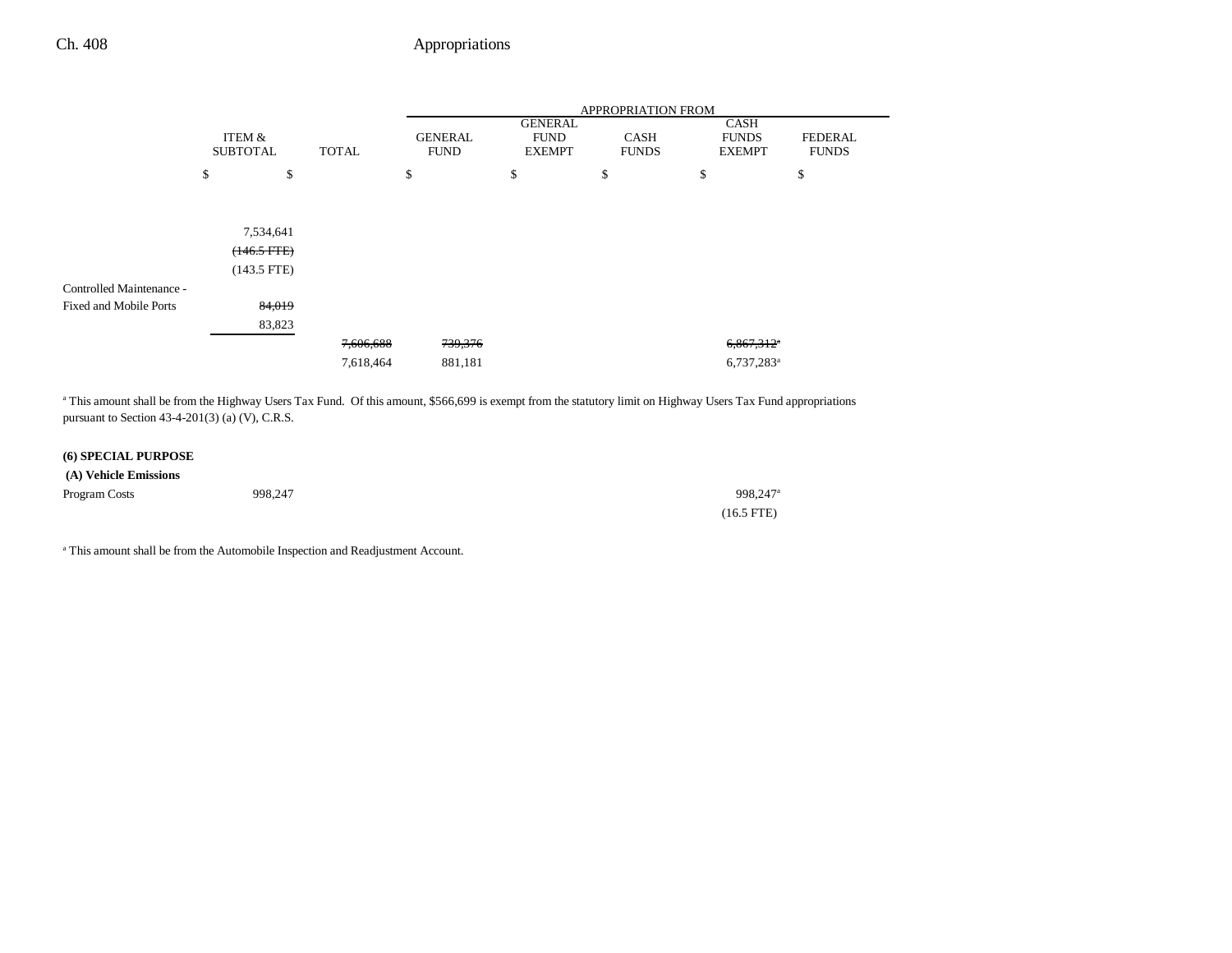| | ITEM & SUBTOTAL | TOTAL | GENERAL FUND | GENERAL FUND EXEMPT | CASH FUNDS | CASH FUNDS EXEMPT | FEDERAL FUNDS |
|---|---|---|---|---|---|---|---|
| | $ | $ | $ | $ | $ | $ | $ |
| | 7,534,641 | | | | | | |
| | ~~(146.5 FTE)~~ | | | | | | |
| | (143.5 FTE) | | | | | | |
| Controlled Maintenance - Fixed and Mobile Ports | ~~84,019~~ | | | | | | |
| | 83,823 | | | | | | |
| | | ~~7,606,688~~ | ~~739,376~~ | | | ~~6,867,312~~[a] | |
| | | 7,618,464 | 881,181 | | | 6,737,283[a] | |

[a] This amount shall be from the Highway Users Tax Fund. Of this amount, $566,699 is exempt from the statutory limit on Highway Users Tax Fund appropriations pursuant to Section 43-4-201(3) (a) (V), C.R.S.

**(6) SPECIAL PURPOSE**

**(A) Vehicle Emissions**

| | ITEM & SUBTOTAL | TOTAL | GENERAL FUND | GENERAL FUND EXEMPT | CASH FUNDS | CASH FUNDS EXEMPT | FEDERAL FUNDS |
|---|---|---|---|---|---|---|---|
| Program Costs | 998,247 | | | | | 998,247[a] | |
| | | | | | | (16.5 FTE) | |

[a] This amount shall be from the Automobile Inspection and Readjustment Account.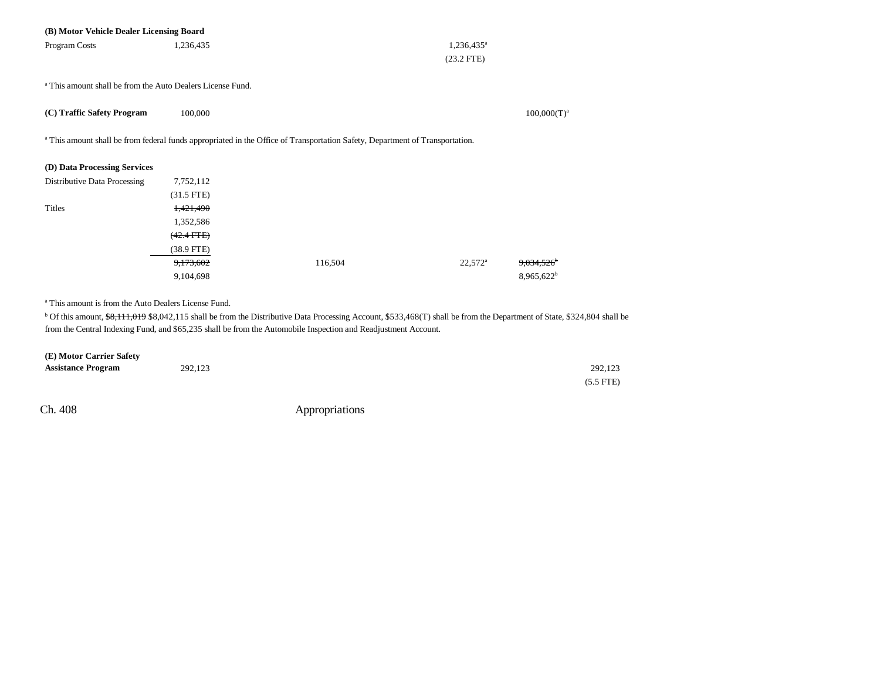**(B) Motor Vehicle Dealer Licensing Board**

| | | | | | |
|---|---|---|---|---|---|
| Program Costs | 1,236,435 | | | 1,236,435[a] | |
| | | | | (23.2 FTE) | |

[a] This amount shall be from the Auto Dealers License Fund.

| | | | | | |
|---|---|---|---|---|---|
| **(C) Traffic Safety Program** | 100,000 | | | | 100,000(T)[a] |

[a] This amount shall be from federal funds appropriated in the Office of Transportation Safety, Department of Transportation.

**(D) Data Processing Services**

| | | | | | |
|---|---|---|---|---|---|
| Distributive Data Processing | 7,752,112 | | | | |
| | (31.5 FTE) | | | | |
| Titles | ~~1,421,490~~ | | | | |
| | 1,352,586 | | | | |
| | ~~(42.4 FTE)~~ | | | | |
| | (38.9 FTE) | | | | |
| | ~~9,173,602~~ | | 116,504 | 22,572[a] | ~~9,034,526~~[b] |
| | 9,104,698 | | | | 8,965,622[b] |

[a] This amount is from the Auto Dealers License Fund.

[b] Of this amount, ~~$8,111,019~~ $8,042,115 shall be from the Distributive Data Processing Account, $533,468(T) shall be from the Department of State, $324,804 shall be from the Central Indexing Fund, and $65,235 shall be from the Automobile Inspection and Readjustment Account.

| | | | | | | |
|---|---|---|---|---|---|---|
| **(E) Motor Carrier Safety Assistance Program** | 292,123 | | | | | 292,123 |
| | | | | | | (5.5 FTE) |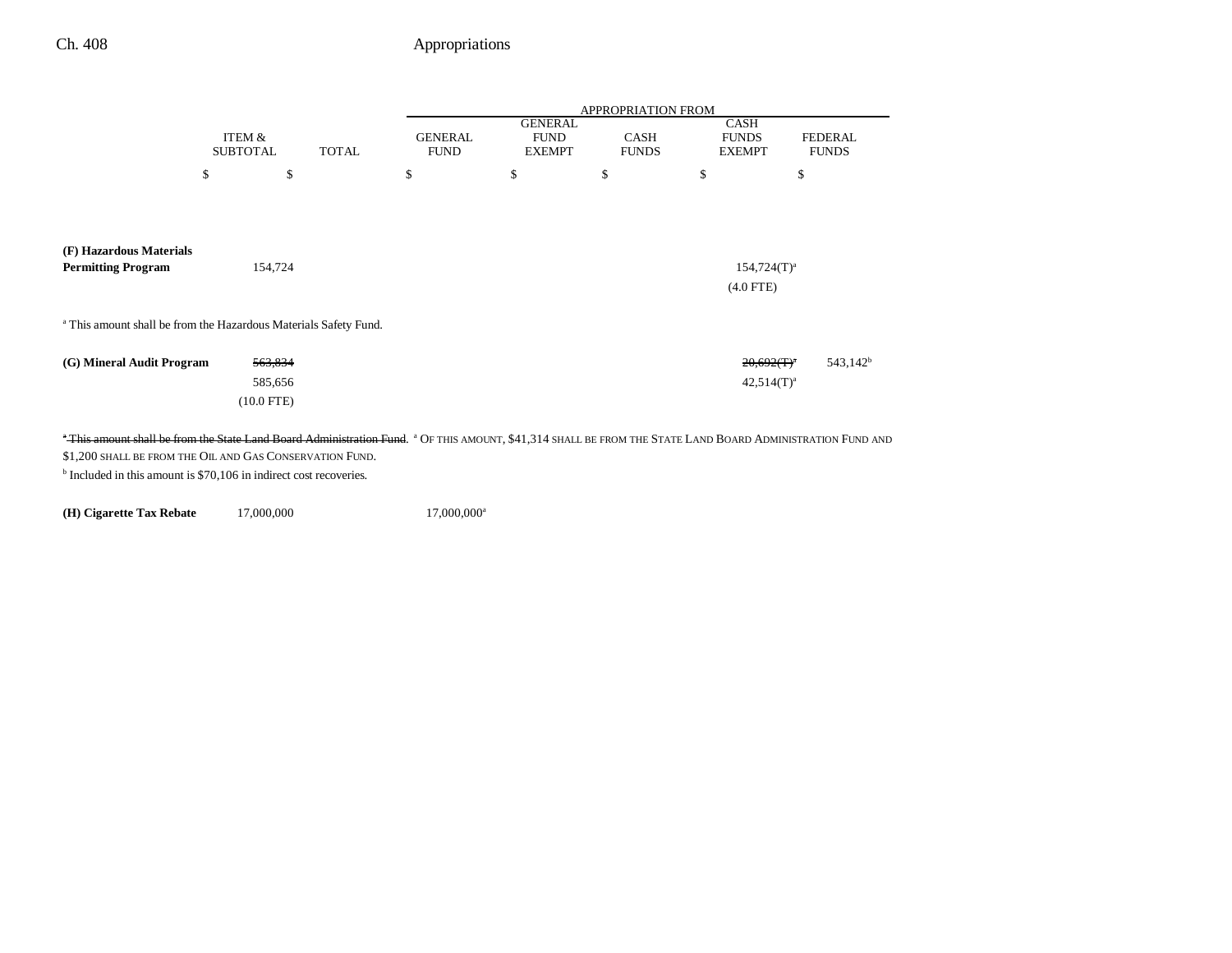| | ITEM & SUBTOTAL | TOTAL | GENERAL FUND | GENERAL FUND EXEMPT | CASH FUNDS | CASH FUNDS EXEMPT | FEDERAL FUNDS |
|---|---|---|---|---|---|---|---|
| | $ | $ | $ | $ | $ | $ | $ |
| **(F) Hazardous Materials Permitting Program** | 154,724 | | | | | 154,724(T)[a] (4.0 FTE) | |

[a] This amount shall be from the Hazardous Materials Safety Fund.

| | ITEM & SUBTOTAL | TOTAL | GENERAL FUND | GENERAL FUND EXEMPT | CASH FUNDS | CASH FUNDS EXEMPT | FEDERAL FUNDS |
|---|---|---|---|---|---|---|---|
| **(G) Mineral Audit Program** | ~~563,834~~ 585,656 (10.0 FTE) | | | | | ~~20,692(T)[a]~~ 42,514(T)[a] | 543,142[b] |

~~[a] This amount shall be from the State Land Board Administration Fund.~~ [a] OF THIS AMOUNT, $41,314 SHALL BE FROM THE STATE LAND BOARD ADMINISTRATION FUND AND $1,200 SHALL BE FROM THE OIL AND GAS CONSERVATION FUND.

[b] Included in this amount is $70,106 in indirect cost recoveries.

| | ITEM & SUBTOTAL | TOTAL | GENERAL FUND | GENERAL FUND EXEMPT | CASH FUNDS | CASH FUNDS EXEMPT | FEDERAL FUNDS |
|---|---|---|---|---|---|---|---|
| **(H) Cigarette Tax Rebate** | 17,000,000 | | 17,000,000[a] | | | | |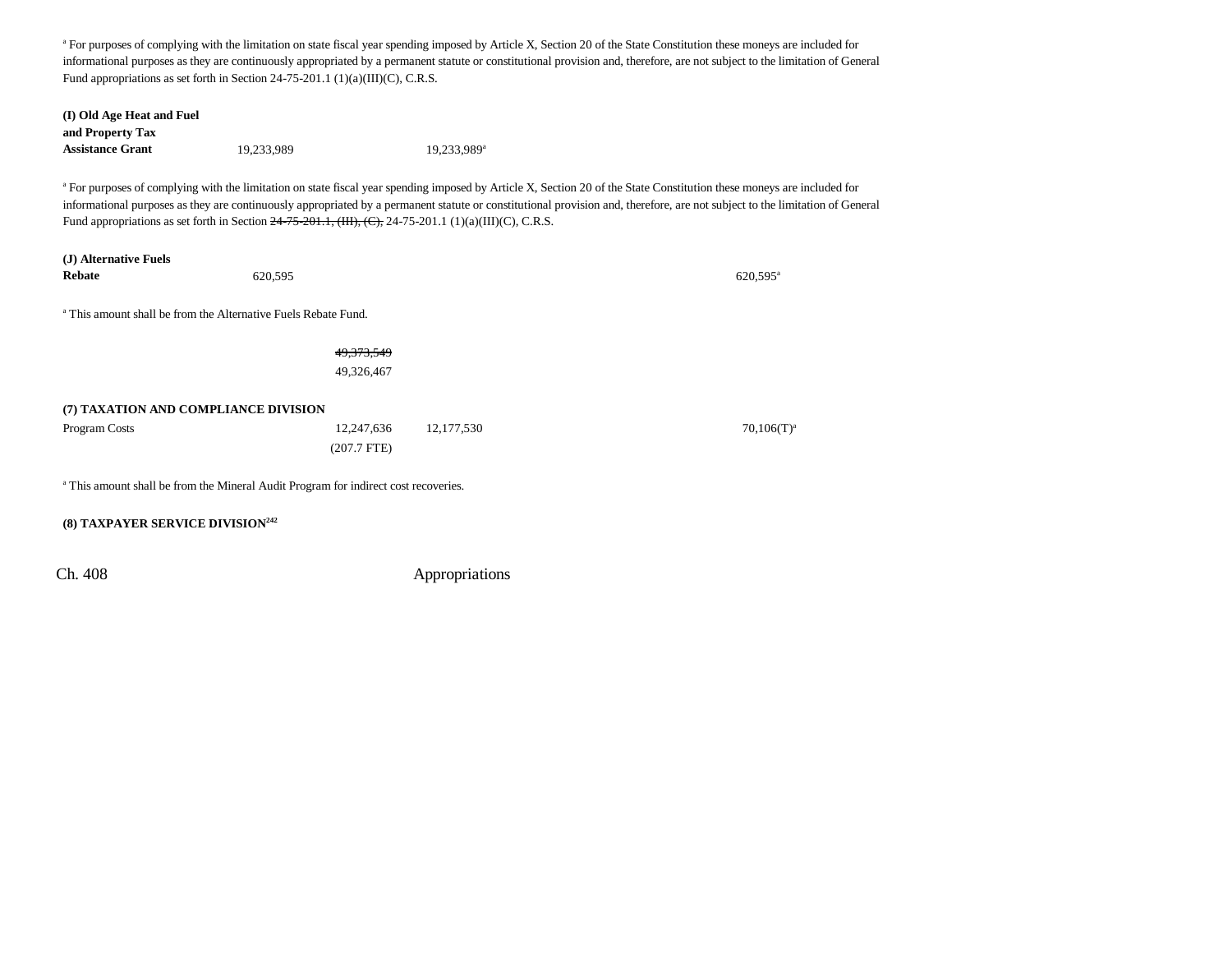[a] For purposes of complying with the limitation on state fiscal year spending imposed by Article X, Section 20 of the State Constitution these moneys are included for informational purposes as they are continuously appropriated by a permanent statute or constitutional provision and, therefore, are not subject to the limitation of General Fund appropriations as set forth in Section 24-75-201.1 (1)(a)(III)(C), C.R.S.

| | | | | |
|---|---|---|---|---|
| **(I) Old Age Heat and Fuel and Property Tax Assistance Grant** | 19,233,989 | | 19,233,989[a] | |

[a] For purposes of complying with the limitation on state fiscal year spending imposed by Article X, Section 20 of the State Constitution these moneys are included for informational purposes as they are continuously appropriated by a permanent statute or constitutional provision and, therefore, are not subject to the limitation of General Fund appropriations as set forth in Section ~~24-75-201.1, (III), (C),~~ 24-75-201.1 (1)(a)(III)(C), C.R.S.

| | | | | |
|---|---|---|---|---|
| **(J) Alternative Fuels Rebate** | 620,595 | | | 620,595[a] |

[a] This amount shall be from the Alternative Fuels Rebate Fund.

| | | | | |
|---|---|---|---|---|
| | | ~~49,373,549~~ 49,326,467 | | |

**(7) TAXATION AND COMPLIANCE DIVISION**

| | | | | |
|---|---|---|---|---|
| Program Costs | 12,247,636 (207.7 FTE) | 12,177,530 | | 70,106(T)[a] |

[a] This amount shall be from the Mineral Audit Program for indirect cost recoveries.

**(8) TAXPAYER SERVICE DIVISION[242]**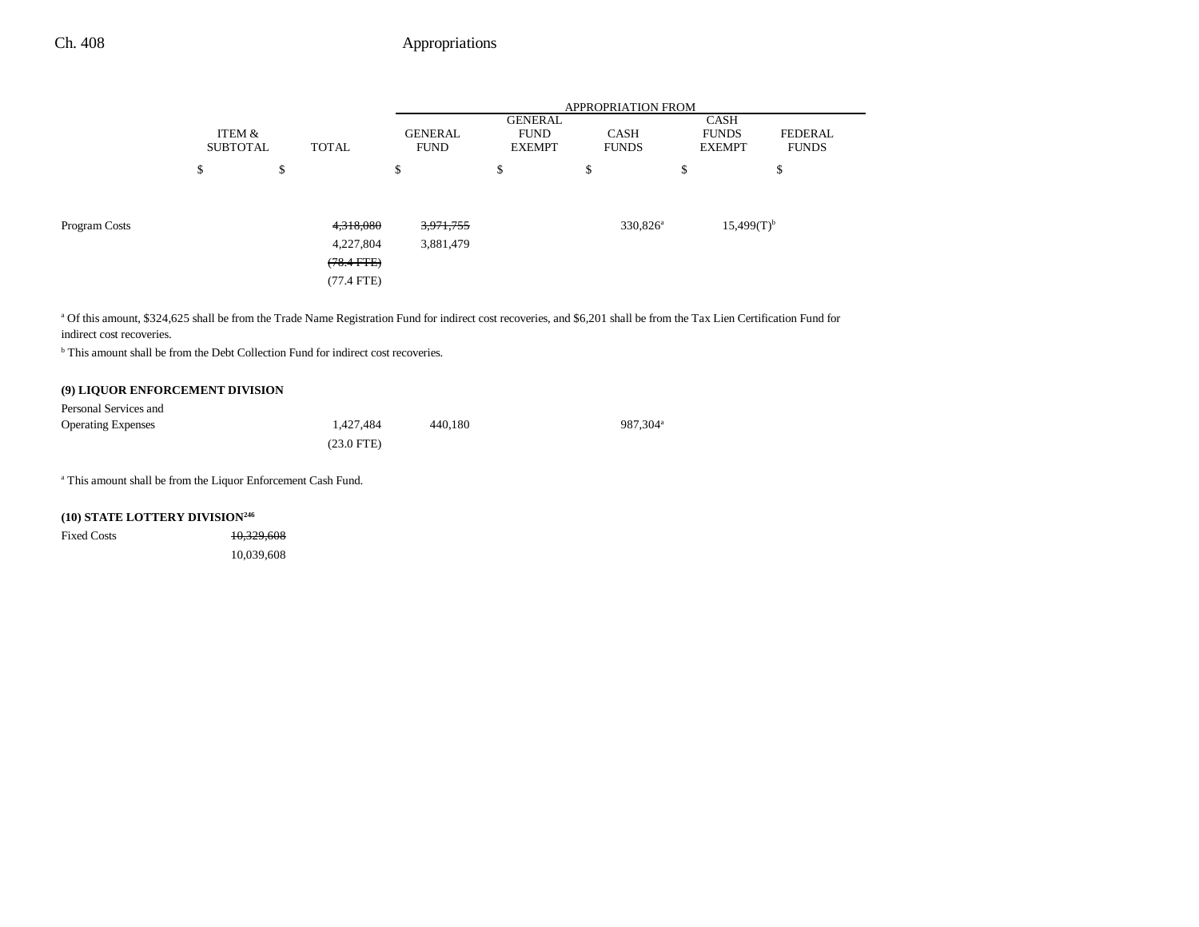| | ITEM & SUBTOTAL | TOTAL | GENERAL FUND | GENERAL FUND EXEMPT | CASH FUNDS | CASH FUNDS EXEMPT | FEDERAL FUNDS |
|---|---|---|---|---|---|---|---|
| | | | APPROPRIATION FROM | | | | |
| | $ | $ | $ | $ | $ | $ | $ |
| Program Costs | | ~~4,318,080~~ 4,227,804 ~~(78.4 FTE)~~ (77.4 FTE) | ~~3,971,755~~ 3,881,479 | | 330,826[a] | 15,499(T)[b] | |

[a] Of this amount, $324,625 shall be from the Trade Name Registration Fund for indirect cost recoveries, and $6,201 shall be from the Tax Lien Certification Fund for indirect cost recoveries.

[b] This amount shall be from the Debt Collection Fund for indirect cost recoveries.

**(9) LIQUOR ENFORCEMENT DIVISION**

| | ITEM & SUBTOTAL | TOTAL | GENERAL FUND | GENERAL FUND EXEMPT | CASH FUNDS | CASH FUNDS EXEMPT | FEDERAL FUNDS |
|---|---|---|---|---|---|---|---|
| Personal Services and Operating Expenses | | 1,427,484 (23.0 FTE) | 440,180 | | 987,304[a] | | |

[a] This amount shall be from the Liquor Enforcement Cash Fund.

**(10) STATE LOTTERY DIVISION[246]**

| | ITEM & SUBTOTAL | TOTAL | GENERAL FUND | GENERAL FUND EXEMPT | CASH FUNDS | CASH FUNDS EXEMPT | FEDERAL FUNDS |
|---|---|---|---|---|---|---|---|
| Fixed Costs | ~~10,329,608~~ 10,039,608 | | | | | | |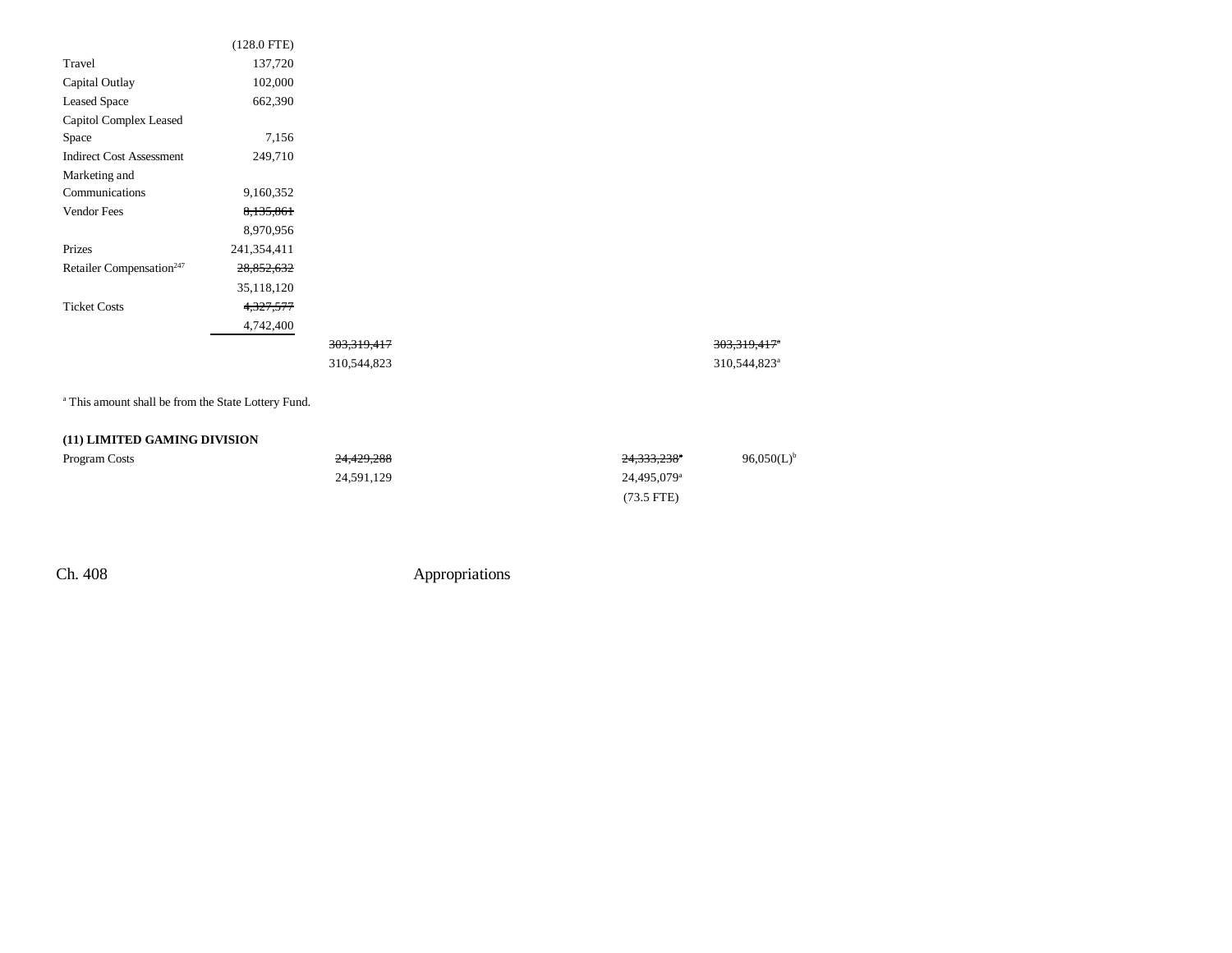| | | | | | | |
|---|---|---|---|---|---|---|
| | (128.0 FTE) | | | | | |
| Travel | 137,720 | | | | | |
| Capital Outlay | 102,000 | | | | | |
| Leased Space | 662,390 | | | | | |
| Capitol Complex Leased Space | 7,156 | | | | | |
| Indirect Cost Assessment | 249,710 | | | | | |
| Marketing and Communications | 9,160,352 | | | | | |
| Vendor Fees | ~~8,135,861~~ | | | | | |
| | 8,970,956 | | | | | |
| Prizes | 241,354,411 | | | | | |
| Retailer Compensation[247] | ~~28,852,632~~ | | | | | |
| | 35,118,120 | | | | | |
| Ticket Costs | ~~4,327,577~~ | | | | | |
| | 4,742,400 | | | | | |
| | | ~~303,319,417~~ | | | ~~303,319,417~~[a] | |
| | | 310,544,823 | | | 310,544,823[a] | |

[a] This amount shall be from the State Lottery Fund.

**(11) LIMITED GAMING DIVISION**

| | | | | | | |
|---|---|---|---|---|---|---|
| Program Costs | | ~~24,429,288~~ | | ~~24,333,238~~[a] | 96,050(L)[b] | |
| | | 24,591,129 | | 24,495,079[a] | | |
| | | | | (73.5 FTE) | | |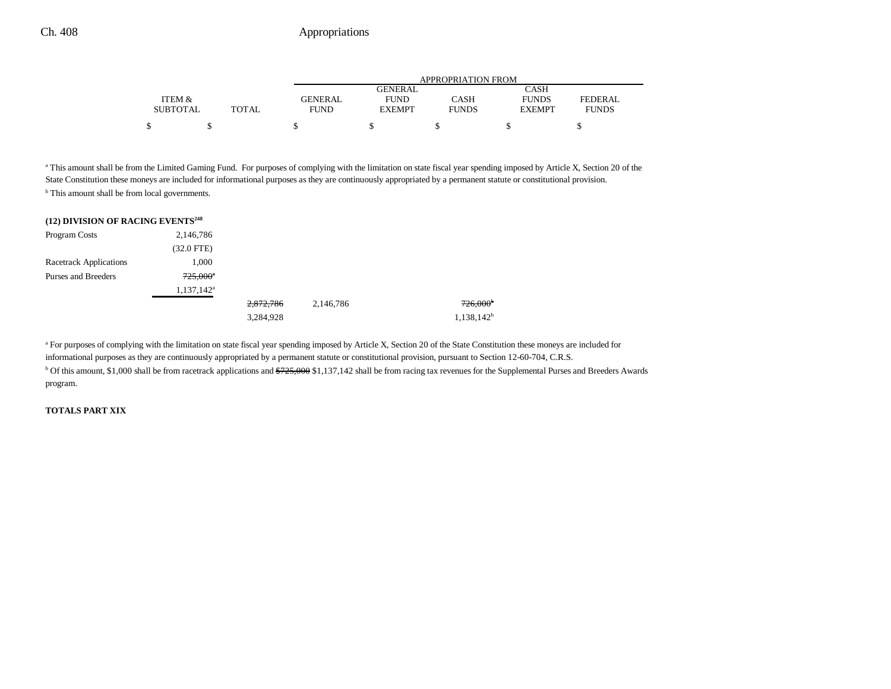| | ITEM & SUBTOTAL | TOTAL | GENERAL FUND | GENERAL FUND EXEMPT | CASH FUNDS | CASH FUNDS EXEMPT | FEDERAL FUNDS |
|---|---|---|---|---|---|---|---|
| | | | APPROPRIATION FROM | | | | |
| | $ | $ | $ | $ | $ | $ | $ |

[a] This amount shall be from the Limited Gaming Fund. For purposes of complying with the limitation on state fiscal year spending imposed by Article X, Section 20 of the State Constitution these moneys are included for informational purposes as they are continuously appropriated by a permanent statute or constitutional provision.

[b] This amount shall be from local governments.

**(12) DIVISION OF RACING EVENTS[248]**

| | ITEM & SUBTOTAL | TOTAL | GENERAL FUND | GENERAL FUND EXEMPT | CASH FUNDS | CASH FUNDS EXEMPT | FEDERAL FUNDS |
|---|---|---|---|---|---|---|---|
| Program Costs | 2,146,786 | | | | | | |
| | (32.0 FTE) | | | | | | |
| Racetrack Applications | 1,000 | | | | | | |
| Purses and Breeders | ~~725,000~~[a] | | | | | | |
| | 1,137,142[a] | | | | | | |
| | | ~~2,872,786~~ | 2,146,786 | | ~~726,000~~[b] | | |
| | | 3,284,928 | | | 1,138,142[b] | | |

[a] For purposes of complying with the limitation on state fiscal year spending imposed by Article X, Section 20 of the State Constitution these moneys are included for informational purposes as they are continuously appropriated by a permanent statute or constitutional provision, pursuant to Section 12-60-704, C.R.S.

[b] Of this amount, $1,000 shall be from racetrack applications and ~~$725,000~~ $1,137,142 shall be from racing tax revenues for the Supplemental Purses and Breeders Awards program.

**TOTALS PART XIX**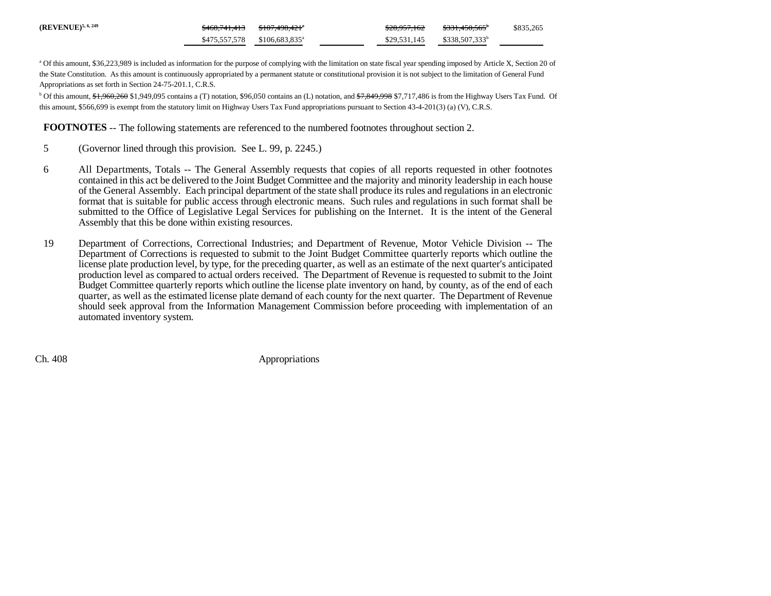| (REVENUE)[5, 6, 249] | ~~$468,741,413~~ | ~~$107,498,421~~[a] | | ~~$28,957,162~~ | ~~$331,450,565~~[b] | $835,265 |
|---|---|---|---|---|---|---|
| | $475,557,578 | $106,683,835[a] | | $29,531,145 | $338,507,333[b] | |

[a] Of this amount, $36,223,989 is included as information for the purpose of complying with the limitation on state fiscal year spending imposed by Article X, Section 20 of the State Constitution. As this amount is continuously appropriated by a permanent statute or constitutional provision it is not subject to the limitation of General Fund Appropriations as set forth in Section 24-75-201.1, C.R.S.

[b] Of this amount, ~~$1,960,260~~ $1,949,095 contains a (T) notation, $96,050 contains an (L) notation, and ~~$7,849,998~~ $7,717,486 is from the Highway Users Tax Fund. Of this amount, $566,699 is exempt from the statutory limit on Highway Users Tax Fund appropriations pursuant to Section 43-4-201(3) (a) (V), C.R.S.

**FOOTNOTES** -- The following statements are referenced to the numbered footnotes throughout section 2.

5 (Governor lined through this provision. See L. 99, p. 2245.)

6 All Departments, Totals -- The General Assembly requests that copies of all reports requested in other footnotes contained in this act be delivered to the Joint Budget Committee and the majority and minority leadership in each house of the General Assembly. Each principal department of the state shall produce its rules and regulations in an electronic format that is suitable for public access through electronic means. Such rules and regulations in such format shall be submitted to the Office of Legislative Legal Services for publishing on the Internet. It is the intent of the General Assembly that this be done within existing resources.

19 Department of Corrections, Correctional Industries; and Department of Revenue, Motor Vehicle Division -- The Department of Corrections is requested to submit to the Joint Budget Committee quarterly reports which outline the license plate production level, by type, for the preceding quarter, as well as an estimate of the next quarter's anticipated production level as compared to actual orders received. The Department of Revenue is requested to submit to the Joint Budget Committee quarterly reports which outline the license plate inventory on hand, by county, as of the end of each quarter, as well as the estimated license plate demand of each county for the next quarter. The Department of Revenue should seek approval from the Information Management Commission before proceeding with implementation of an automated inventory system.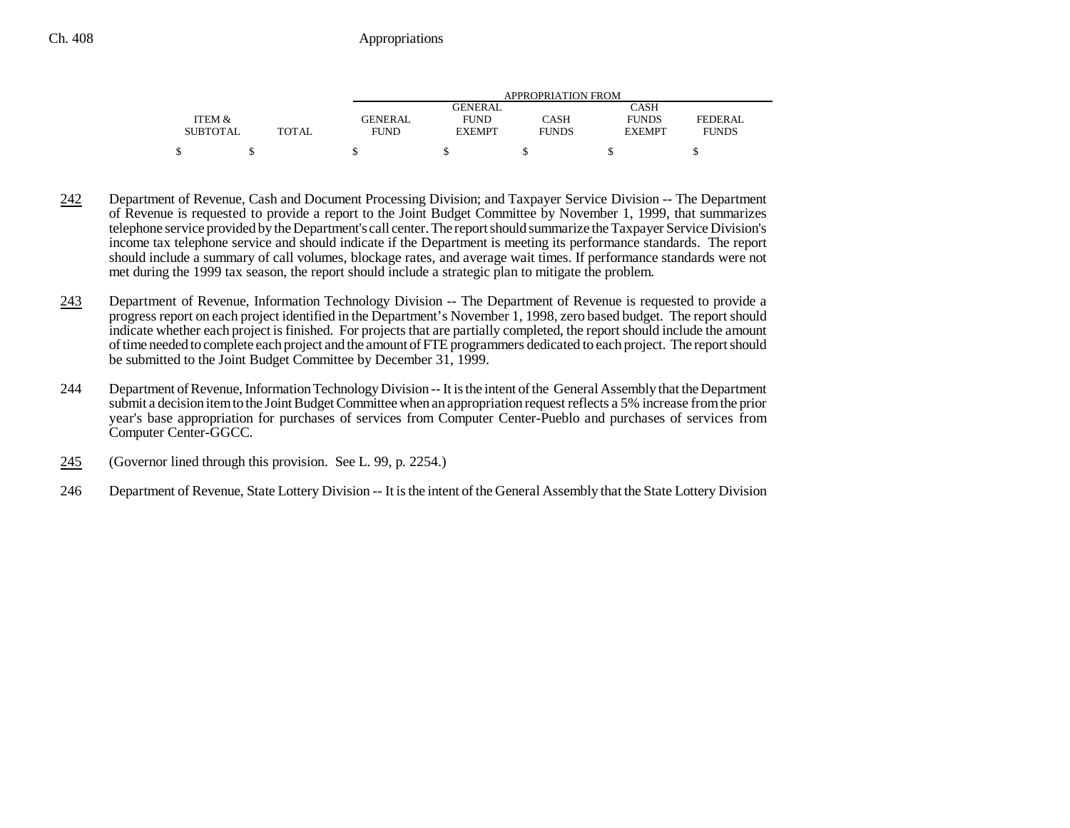| ITEM & SUBTOTAL | TOTAL | APPROPRIATION FROM GENERAL FUND | GENERAL FUND EXEMPT | CASH FUNDS | CASH FUNDS EXEMPT | FEDERAL FUNDS |
|---|---|---|---|---|---|---|
| $ | $ | $ | $ | $ | $ | $ |

242 Department of Revenue, Cash and Document Processing Division; and Taxpayer Service Division -- The Department of Revenue is requested to provide a report to the Joint Budget Committee by November 1, 1999, that summarizes telephone service provided by the Department's call center. The report should summarize the Taxpayer Service Division's income tax telephone service and should indicate if the Department is meeting its performance standards. The report should include a summary of call volumes, blockage rates, and average wait times. If performance standards were not met during the 1999 tax season, the report should include a strategic plan to mitigate the problem.

243 Department of Revenue, Information Technology Division -- The Department of Revenue is requested to provide a progress report on each project identified in the Department's November 1, 1998, zero based budget. The report should indicate whether each project is finished. For projects that are partially completed, the report should include the amount of time needed to complete each project and the amount of FTE programmers dedicated to each project. The report should be submitted to the Joint Budget Committee by December 31, 1999.

244 Department of Revenue, Information Technology Division -- It is the intent of the General Assembly that the Department submit a decision item to the Joint Budget Committee when an appropriation request reflects a 5% increase from the prior year's base appropriation for purchases of services from Computer Center-Pueblo and purchases of services from Computer Center-GGCC.

245 (Governor lined through this provision. See L. 99, p. 2254.)

246 Department of Revenue, State Lottery Division -- It is the intent of the General Assembly that the State Lottery Division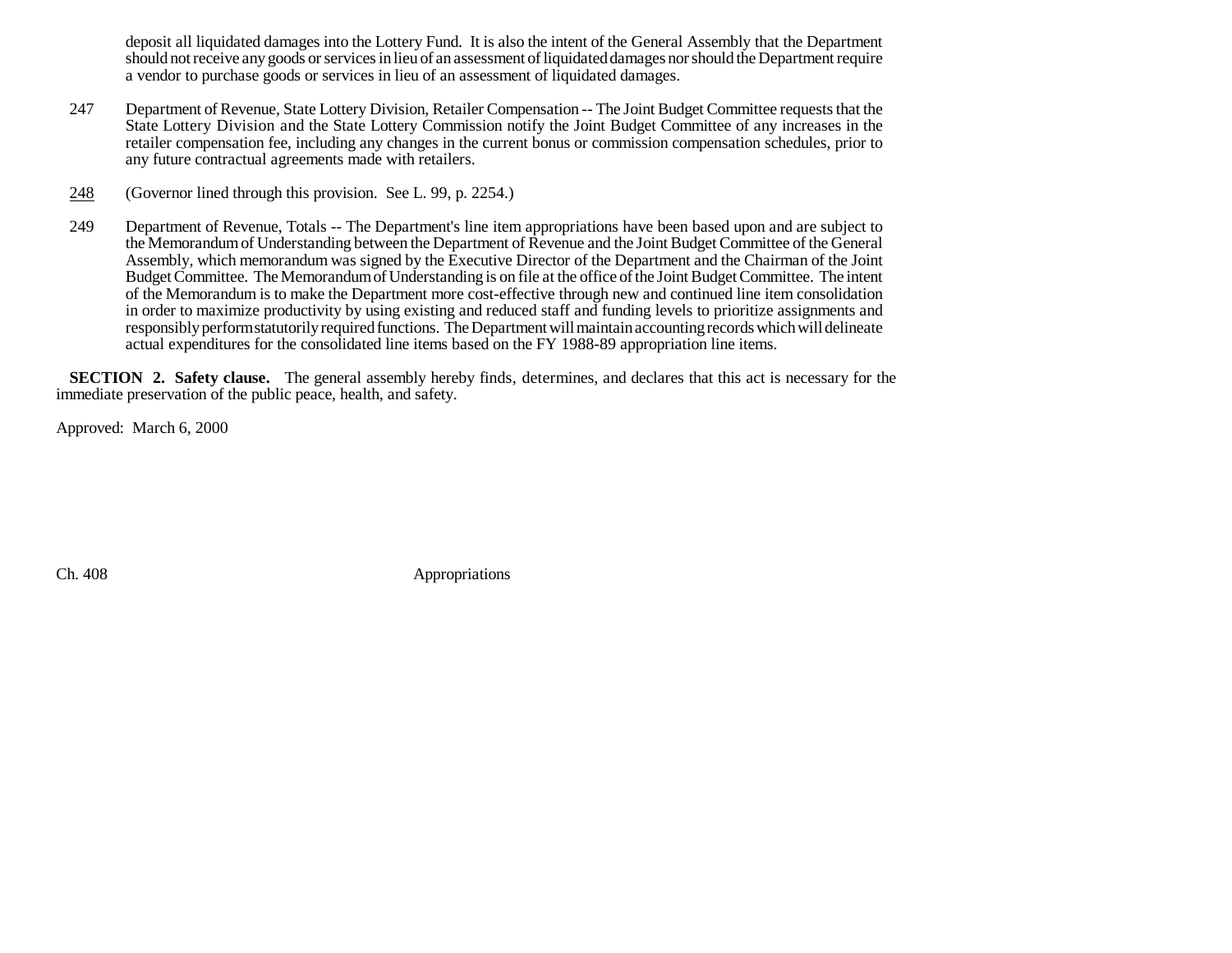deposit all liquidated damages into the Lottery Fund. It is also the intent of the General Assembly that the Department should not receive any goods or services in lieu of an assessment of liquidated damages nor should the Department require a vendor to purchase goods or services in lieu of an assessment of liquidated damages.

247 Department of Revenue, State Lottery Division, Retailer Compensation -- The Joint Budget Committee requests that the State Lottery Division and the State Lottery Commission notify the Joint Budget Committee of any increases in the retailer compensation fee, including any changes in the current bonus or commission compensation schedules, prior to any future contractual agreements made with retailers.

248 (Governor lined through this provision. See L. 99, p. 2254.)

249 Department of Revenue, Totals -- The Department's line item appropriations have been based upon and are subject to the Memorandum of Understanding between the Department of Revenue and the Joint Budget Committee of the General Assembly, which memorandum was signed by the Executive Director of the Department and the Chairman of the Joint Budget Committee. The Memorandum of Understanding is on file at the office of the Joint Budget Committee. The intent of the Memorandum is to make the Department more cost-effective through new and continued line item consolidation in order to maximize productivity by using existing and reduced staff and funding levels to prioritize assignments and responsibly perform statutorily required functions. The Department will maintain accounting records which will delineate actual expenditures for the consolidated line items based on the FY 1988-89 appropriation line items.

**SECTION 2. Safety clause.** The general assembly hereby finds, determines, and declares that this act is necessary for the immediate preservation of the public peace, health, and safety.

Approved: March 6, 2000